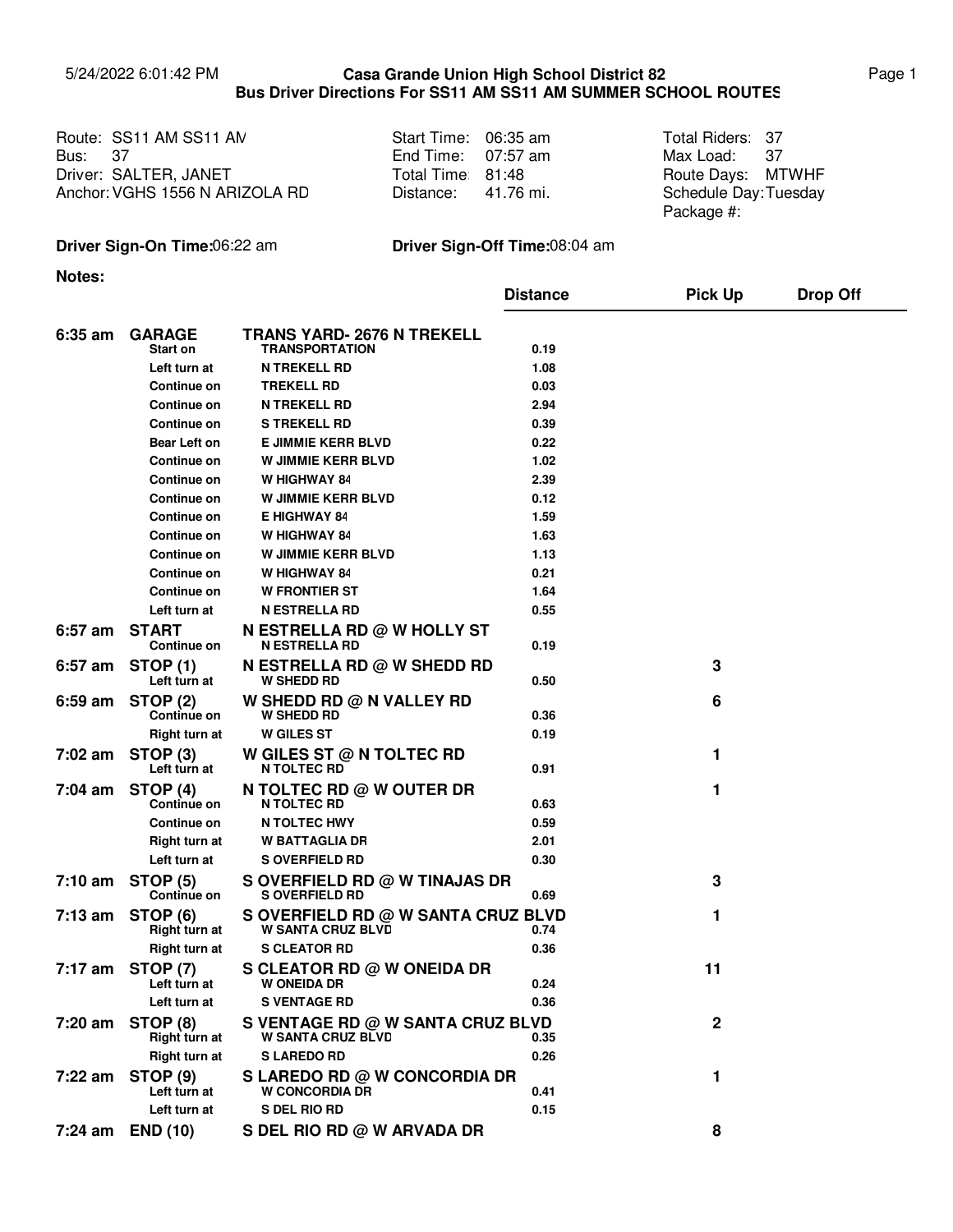# Casa Grande Union High School District 82

## Bus Driver Directions For SS11 AM SS11 AM SUMMER SCHOOL ROUTES

5/24/2022 6:01:42 PM

| | | | | | |
|---|---|---|---|---|---|
| Route: | SS11 AM SS11 AM | Start Time: | 06:35 am | Total Riders: | 37 |
| Bus: | 37 | End Time: | 07:57 am | Max Load: | 37 |
| Driver: | SALTER, JANET | Total Time: | 81:48 | Route Days: | MTWHF |
| Anchor: | VGHS 1556 N ARIZOLA RD | Distance: | 41.76 mi. | Schedule Day: | Tuesday |
| | | | | Package #: | |

**Driver Sign-On Time:** 06:22 am

**Driver Sign-Off Time:** 08:04 am

**Notes:**

| Time | Stop | Location | Distance | Pick Up | Drop Off |
|---|---|---|---|---|---|
| 6:35 am | **GARAGE** | **TRANS YARD- 2676 N TREKELL** | | | |
| | Start on | TRANSPORTATION | 0.19 | | |
| | Left turn at | N TREKELL RD | 1.08 | | |
| | Continue on | TREKELL RD | 0.03 | | |
| | Continue on | N TREKELL RD | 2.94 | | |
| | Continue on | S TREKELL RD | 0.39 | | |
| | Bear Left on | E JIMMIE KERR BLVD | 0.22 | | |
| | Continue on | W JIMMIE KERR BLVD | 1.02 | | |
| | Continue on | W HIGHWAY 84 | 2.39 | | |
| | Continue on | W JIMMIE KERR BLVD | 0.12 | | |
| | Continue on | E HIGHWAY 84 | 1.59 | | |
| | Continue on | W HIGHWAY 84 | 1.63 | | |
| | Continue on | W JIMMIE KERR BLVD | 1.13 | | |
| | Continue on | W HIGHWAY 84 | 0.21 | | |
| | Continue on | W FRONTIER ST | 1.64 | | |
| | Left turn at | N ESTRELLA RD | 0.55 | | |
| 6:57 am | **START** | **N ESTRELLA RD @ W HOLLY ST** | | | |
| | Continue on | N ESTRELLA RD | 0.19 | | |
| 6:57 am | **STOP (1)** | **N ESTRELLA RD @ W SHEDD RD** | | 3 | |
| | Left turn at | W SHEDD RD | 0.50 | | |
| 6:59 am | **STOP (2)** | **W SHEDD RD @ N VALLEY RD** | | 6 | |
| | Continue on | W SHEDD RD | 0.36 | | |
| | Right turn at | W GILES ST | 0.19 | | |
| 7:02 am | **STOP (3)** | **W GILES ST @ N TOLTEC RD** | | 1 | |
| | Left turn at | N TOLTEC RD | 0.91 | | |
| 7:04 am | **STOP (4)** | **N TOLTEC RD @ W OUTER DR** | | 1 | |
| | Continue on | N TOLTEC RD | 0.63 | | |
| | Continue on | N TOLTEC HWY | 0.59 | | |
| | Right turn at | W BATTAGLIA DR | 2.01 | | |
| | Left turn at | S OVERFIELD RD | 0.30 | | |
| 7:10 am | **STOP (5)** | **S OVERFIELD RD @ W TINAJAS DR** | | 3 | |
| | Continue on | S OVERFIELD RD | 0.69 | | |
| 7:13 am | **STOP (6)** | **S OVERFIELD RD @ W SANTA CRUZ BLVD** | | 1 | |
| | Right turn at | W SANTA CRUZ BLVD | 0.74 | | |
| | Right turn at | S CLEATOR RD | 0.36 | | |
| 7:17 am | **STOP (7)** | **S CLEATOR RD @ W ONEIDA DR** | | 11 | |
| | Left turn at | W ONEIDA DR | 0.24 | | |
| | Left turn at | S VENTAGE RD | 0.36 | | |
| 7:20 am | **STOP (8)** | **S VENTAGE RD @ W SANTA CRUZ BLVD** | | 2 | |
| | Right turn at | W SANTA CRUZ BLVD | 0.35 | | |
| | Right turn at | S LAREDO RD | 0.26 | | |
| 7:22 am | **STOP (9)** | **S LAREDO RD @ W CONCORDIA DR** | | 1 | |
| | Left turn at | W CONCORDIA DR | 0.41 | | |
| | Left turn at | S DEL RIO RD | 0.15 | | |
| 7:24 am | **END (10)** | **S DEL RIO RD @ W ARVADA DR** | | 8 | |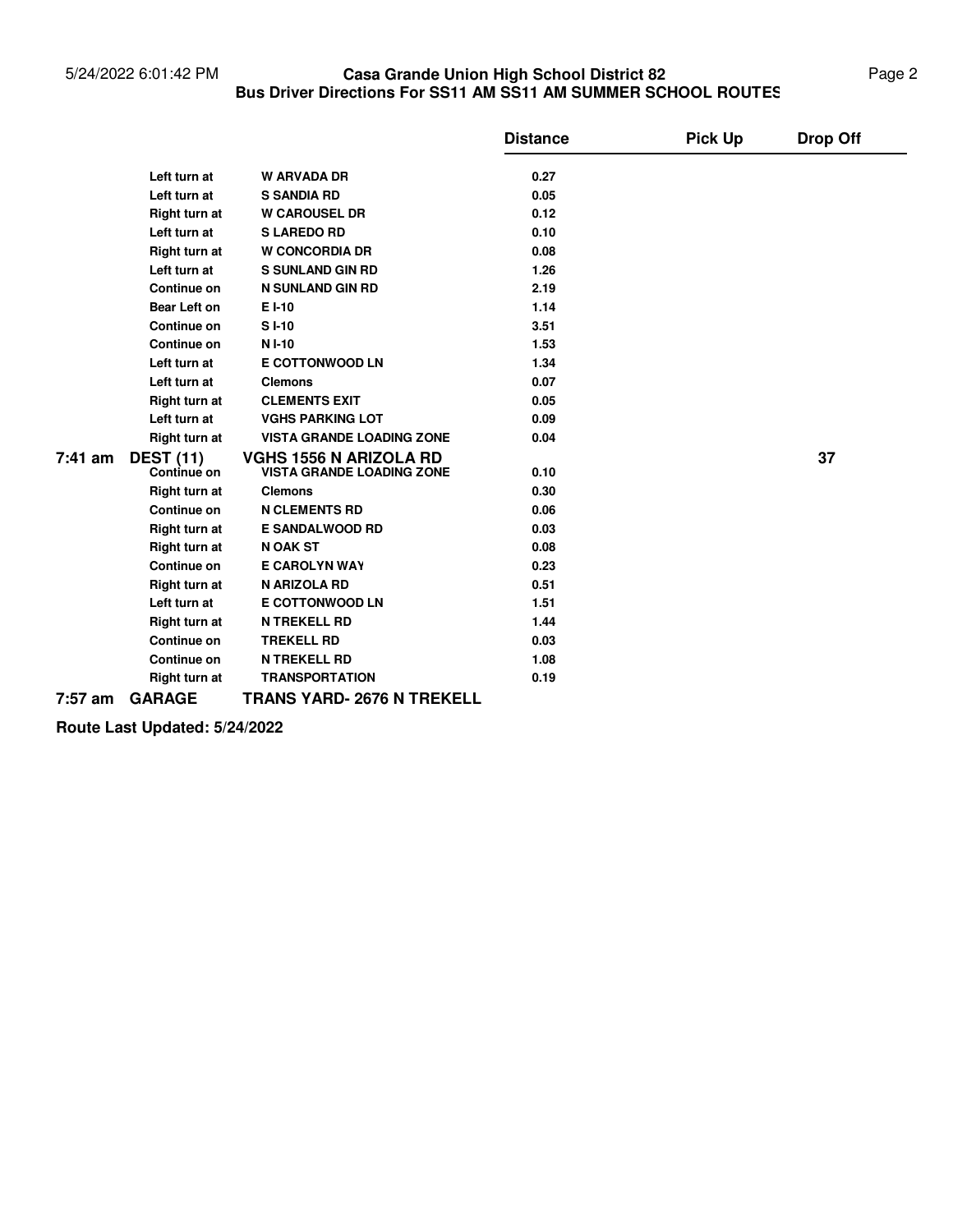| | | | Distance | Pick Up | Drop Off |
|---|---|---|---|---|---|
| | Left turn at | W ARVADA DR | 0.27 | | |
| | Left turn at | S SANDIA RD | 0.05 | | |
| | Right turn at | W CAROUSEL DR | 0.12 | | |
| | Left turn at | S LAREDO RD | 0.10 | | |
| | Right turn at | W CONCORDIA DR | 0.08 | | |
| | Left turn at | S SUNLAND GIN RD | 1.26 | | |
| | Continue on | N SUNLAND GIN RD | 2.19 | | |
| | Bear Left on | E I-10 | 1.14 | | |
| | Continue on | S I-10 | 3.51 | | |
| | Continue on | N I-10 | 1.53 | | |
| | Left turn at | E COTTONWOOD LN | 1.34 | | |
| | Left turn at | Clemons | 0.07 | | |
| | Right turn at | CLEMENTS EXIT | 0.05 | | |
| | Left turn at | VGHS PARKING LOT | 0.09 | | |
| | Right turn at | VISTA GRANDE LOADING ZONE | 0.04 | | |
| **7:41 am** | **DEST (11)** | **VGHS 1556 N ARIZOLA RD** | | | **37** |
| | Continue on | VISTA GRANDE LOADING ZONE | 0.10 | | |
| | Right turn at | Clemons | 0.30 | | |
| | Continue on | N CLEMENTS RD | 0.06 | | |
| | Right turn at | E SANDALWOOD RD | 0.03 | | |
| | Right turn at | N OAK ST | 0.08 | | |
| | Continue on | E CAROLYN WAY | 0.23 | | |
| | Right turn at | N ARIZOLA RD | 0.51 | | |
| | Left turn at | E COTTONWOOD LN | 1.51 | | |
| | Right turn at | N TREKELL RD | 1.44 | | |
| | Continue on | TREKELL RD | 0.03 | | |
| | Continue on | N TREKELL RD | 1.08 | | |
| | Right turn at | TRANSPORTATION | 0.19 | | |
| **7:57 am** | **GARAGE** | **TRANS YARD- 2676 N TREKELL** | | | |

**Route Last Updated: 5/24/2022**